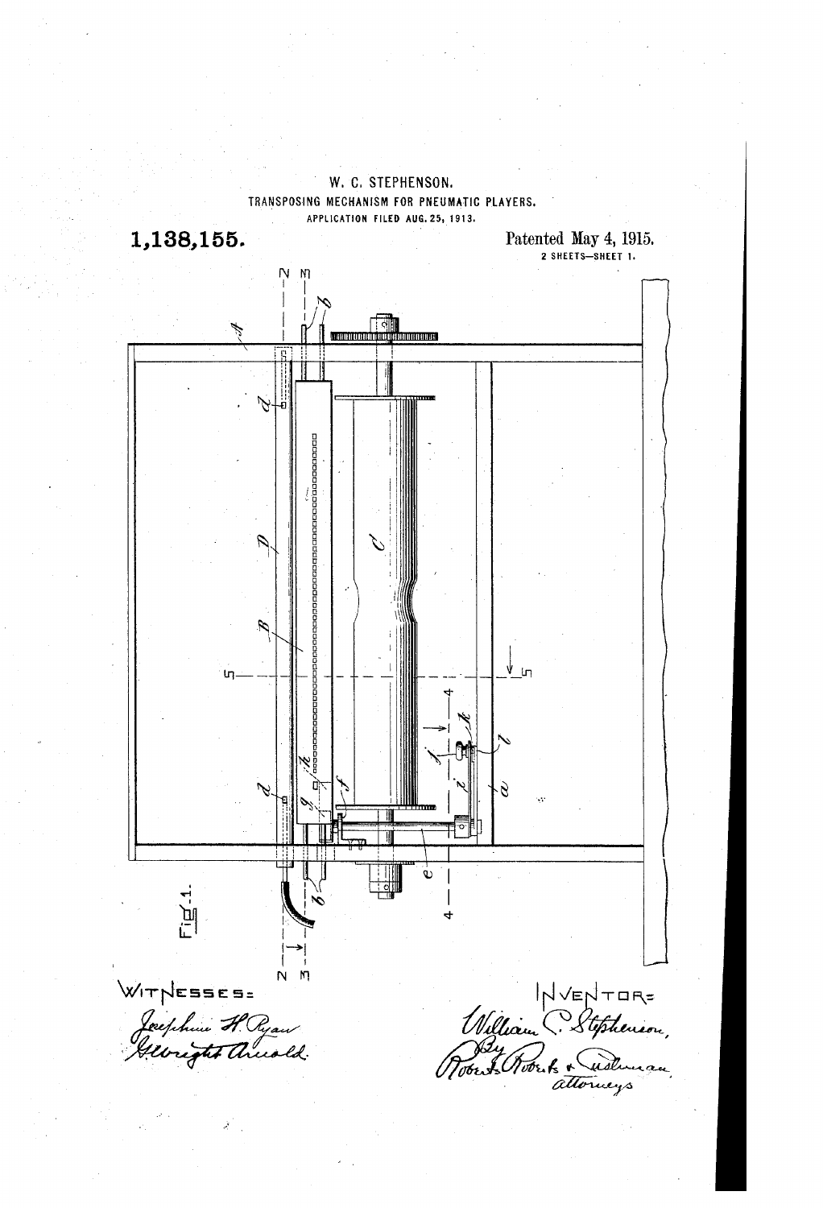W. C. STEPHENSON.

TRANSPOSING MECHANISM FOR PNEUMATIC PLAYERS.

APPLICATION FILED AUG. 25, 1913.

**1,138,155.**

Patented May 4, 1915.

2 SHEETS—SHEET 1.

Fig. 1.

WITNESSES:
Josephine H. Ryan
Albright Arnold.

INVENTOR:
William C. Stephenson,
By Roberts Roberts & Cushman
attorneys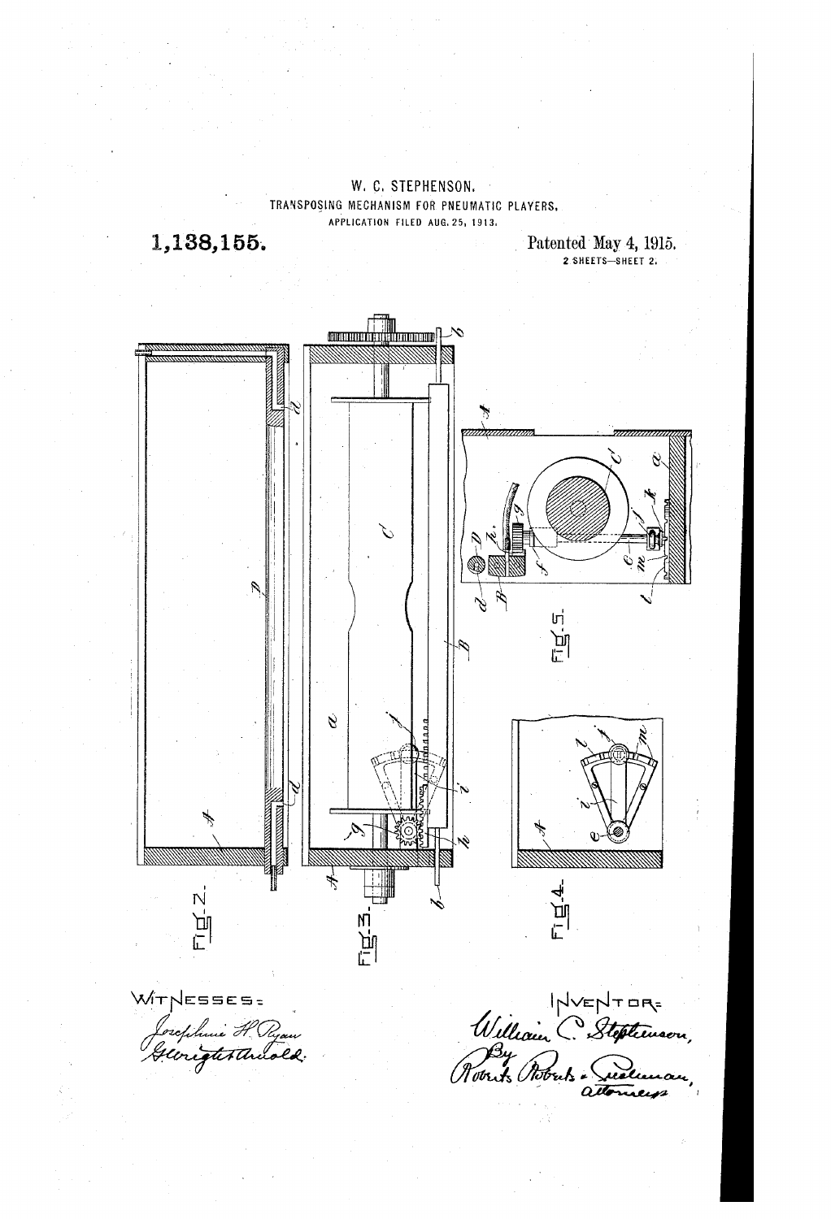W. C. STEPHENSON.

TRANSPOSING MECHANISM FOR PNEUMATIC PLAYERS.

APPLICATION FILED AUG. 25, 1913.

**1,138,155.**

Patented May 4, 1915.

2 SHEETS—SHEET 2.

FIG. 2.

FIG. 3.

FIG. 4.

FIG. 5.

WITNESSES:
Josephine H. Ryan
George H. Arnold.

INVENTOR:
William C. Stephenson,
By Roberts Roberts & Cushman,
attorneys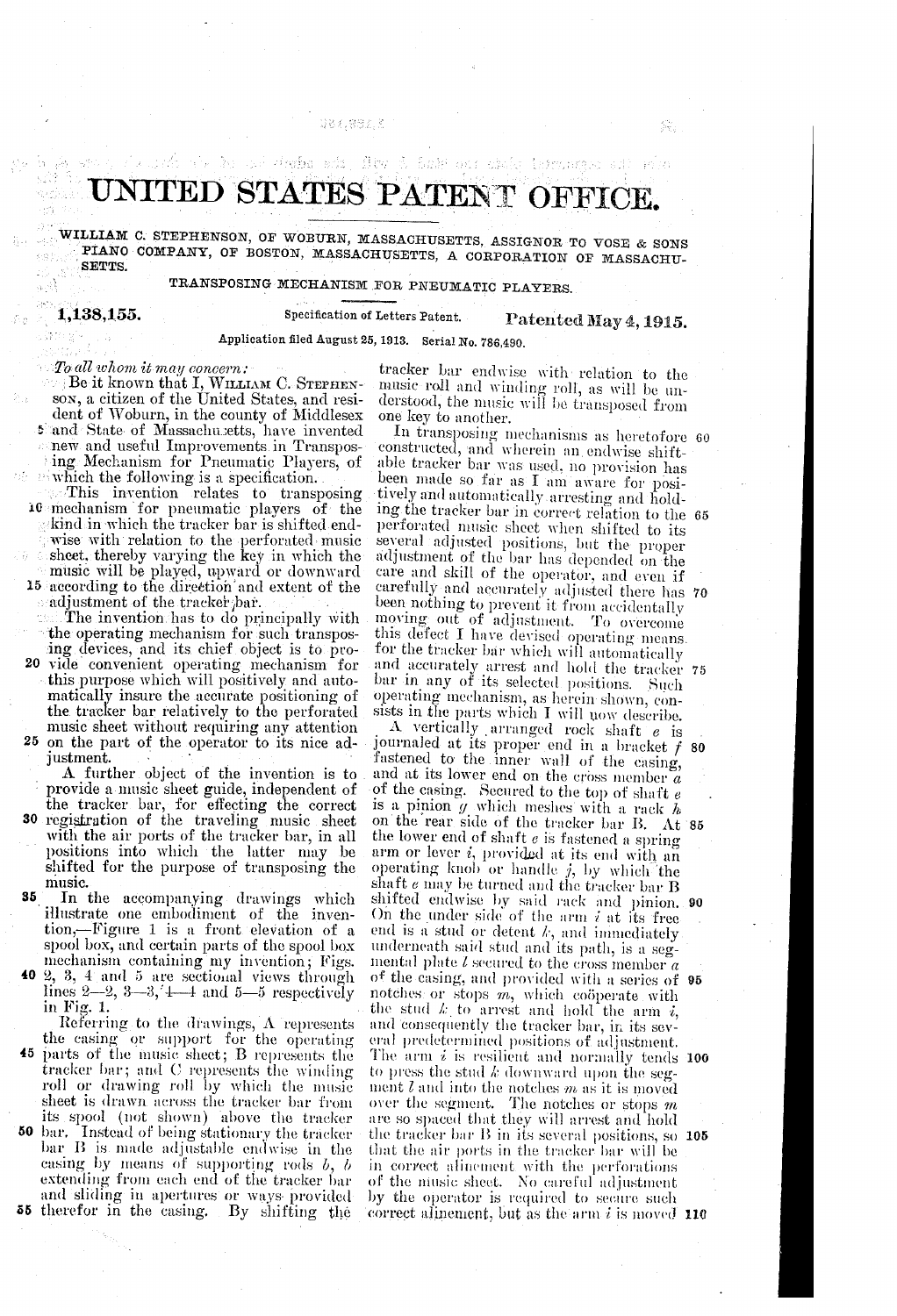# UNITED STATES PATENT OFFICE.

WILLIAM C. STEPHENSON, OF WOBURN, MASSACHUSETTS, ASSIGNOR TO VOSE & SONS PIANO COMPANY, OF BOSTON, MASSACHUSETTS, A CORPORATION OF MASSACHUSETTS.

TRANSPOSING MECHANISM FOR PNEUMATIC PLAYERS.

**1,138,155.** Specification of Letters Patent. **Patented May 4, 1915.**

Application filed August 25, 1913. Serial No. 786,490.

*To all whom it may concern:*

Be it known that I, WILLIAM C. STEPHENSON, a citizen of the United States, and resident of Woburn, in the county of Middlesex and State of Massachusetts, have invented new and useful Improvements in Transposing Mechanism for Pneumatic Players, of which the following is a specification.

This invention relates to transposing mechanism for pneumatic players of the kind in which the tracker bar is shifted endwise with relation to the perforated music sheet, thereby varying the key in which the music will be played, upward or downward according to the direction and extent of the adjustment of the tracker bar.

The invention has to do principally with the operating mechanism for such transposing devices, and its chief object is to provide convenient operating mechanism for this purpose which will positively and automatically insure the accurate positioning of the tracker bar relatively to the perforated music sheet without requiring any attention on the part of the operator to its nice adjustment.

A further object of the invention is to provide a music sheet guide, independent of the tracker bar, for effecting the correct registration of the traveling music sheet with the air ports of the tracker bar, in all positions into which the latter may be shifted for the purpose of transposing the music.

In the accompanying drawings which illustrate one embodiment of the invention,—Figure 1 is a front elevation of a spool box, and certain parts of the spool box mechanism containing my invention; Figs. 2, 3, 4 and 5 are sectional views through lines 2—2, 3—3, 4—4 and 5—5 respectively in Fig. 1.

Referring to the drawings, A represents the casing or support for the operating parts of the music sheet; B represents the tracker bar; and C represents the winding roll or drawing roll by which the music sheet is drawn across the tracker bar from its spool (not shown) above the tracker bar. Instead of being stationary the tracker bar B is made adjustable endwise in the casing by means of supporting rods *b*, *b* extending from each end of the tracker bar and sliding in apertures or ways provided therefor in the casing. By shifting the tracker bar endwise with relation to the music roll and winding roll, as will be understood, the music will be transposed from one key to another.

In transposing mechanisms as heretofore constructed, and wherein an endwise shiftable tracker bar was used, no provision has been made so far as I am aware for positively and automatically arresting and holding the tracker bar in correct relation to the perforated music sheet when shifted to its several adjusted positions, but the proper adjustment of the bar has depended on the care and skill of the operator, and even if carefully and accurately adjusted there has been nothing to prevent it from accidentally moving out of adjustment. To overcome this defect I have devised operating means for the tracker bar which will automatically and accurately arrest and hold the tracker bar in any of its selected positions. Such operating mechanism, as herein shown, consists in the parts which I will now describe.

A vertically arranged rock shaft *e* is journaled at its proper end in a bracket *f* fastened to the inner wall of the casing, and at its lower end on the cross member *a* of the casing. Secured to the top of shaft *e* is a pinion *g* which meshes with a rack *h* on the rear side of the tracker bar B. At the lower end of shaft *e* is fastened a spring arm or lever *i*, provided at its end with an operating knob or handle *j*, by which the shaft *e* may be turned and the tracker bar B shifted endwise by said rack and pinion. On the under side of the arm *i* at its free end is a stud or detent *k*, and immediately underneath said stud and its path, is a segmental plate *l* secured to the cross member *a* of the casing, and provided with a series of notches or stops *m*, which coöperate with the stud *k* to arrest and hold the arm *i*, and consequently the tracker bar, in its several predetermined positions of adjustment. The arm *i* is resilient and normally tends to press the stud *k* downward upon the segment *l* and into the notches *m* as it is moved over the segment. The notches or stops *m* are so spaced that they will arrest and hold the tracker bar B in its several positions, so that the air ports in the tracker bar will be in correct alinement with the perforations of the music sheet. No careful adjustment by the operator is required to secure such correct alinement, but as the arm *i* is moved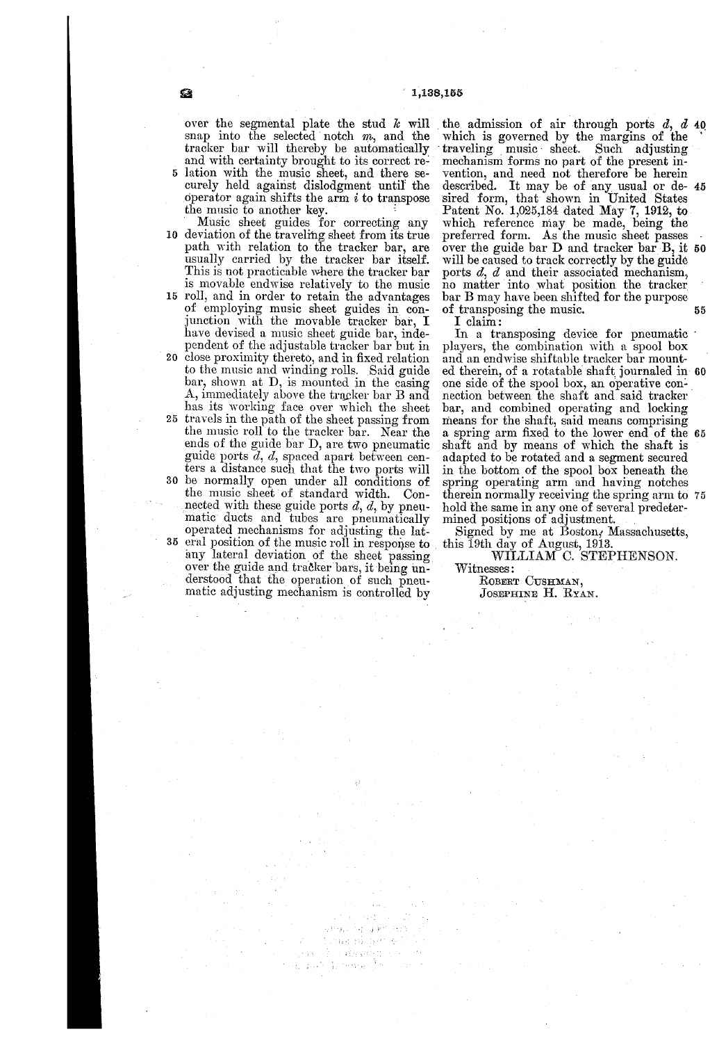over the segmental plate the stud $k$ will snap into the selected notch $m$, and the tracker bar will thereby be automatically and with certainty brought to its correct relation with the music sheet, and there securely held against dislodgment until the operator again shifts the arm $i$ to transpose the music to another key.

Music sheet guides for correcting any deviation of the traveling sheet from its true path with relation to the tracker bar, are usually carried by the tracker bar itself. This is not practicable where the tracker bar is movable endwise relatively to the music roll, and in order to retain the advantages of employing music sheet guides in conjunction with the movable tracker bar, I have devised a music sheet guide bar, independent of the adjustable tracker bar but in close proximity thereto, and in fixed relation to the music and winding rolls. Said guide bar, shown at D, is mounted in the casing A, immediately above the tracker bar B and has its working face over which the sheet travels in the path of the sheet passing from the music roll to the tracker bar. Near the ends of the guide bar D, are two pneumatic guide ports $d$, $d$, spaced apart between centers a distance such that the two ports will be normally open under all conditions of the music sheet of standard width. Connected with these guide ports $d$, $d$, by pneumatic ducts and tubes are pneumatically operated mechanisms for adjusting the lateral position of the music roll in response to any lateral deviation of the sheet passing over the guide and tracker bars, it being understood that the operation of such pneumatic adjusting mechanism is controlled by the admission of air through ports $d$, $d$ which is governed by the margins of the traveling music sheet. Such adjusting mechanism forms no part of the present invention, and need not therefore be herein described. It may be of any usual or desired form, that shown in United States Patent No. 1,025,184 dated May 7, 1912, to which reference may be made, being the preferred form. As the music sheet passes over the guide bar D and tracker bar B, it will be caused to track correctly by the guide ports $d$, $d$ and their associated mechanism, no matter into what position the tracker bar B may have been shifted for the purpose of transposing the music.

I claim:

In a transposing device for pneumatic players, the combination with a spool box and an endwise shiftable tracker bar mounted therein, of a rotatable shaft journaled in one side of the spool box, an operative connection between the shaft and said tracker bar, and combined operating and locking means for the shaft, said means comprising a spring arm fixed to the lower end of the shaft and by means of which the shaft is adapted to be rotated and a segment secured in the bottom of the spool box beneath the spring operating arm and having notches therein normally receiving the spring arm to hold the same in any one of several predetermined positions of adjustment.

Signed by me at Boston, Massachusetts, this 19th day of August, 1913.

WILLIAM C. STEPHENSON.

Witnesses:
ROBERT CUSHMAN,
JOSEPHINE H. RYAN.